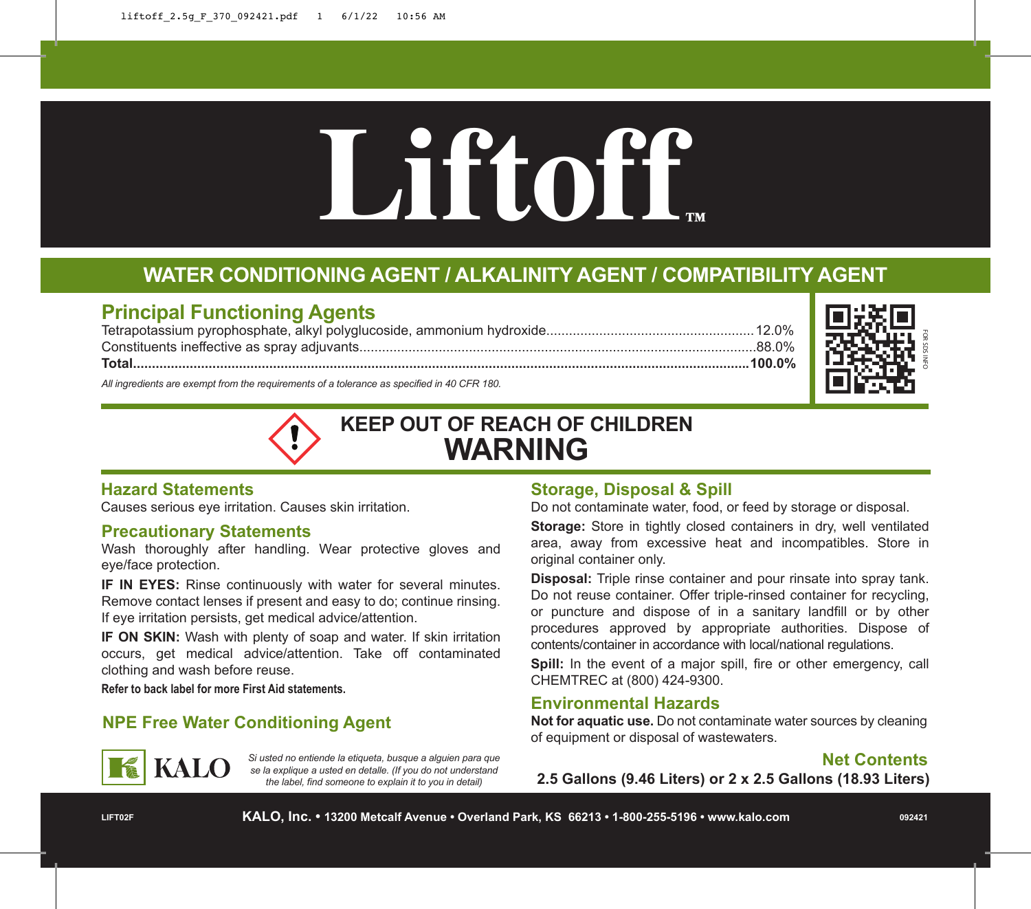# Liftoff™

## WATER CONDITIONING AGENT / ALKALINITY AGENT / COMPATIBILITY AGENT

## Principal Functioning Agents

| | |
|---|---|
| Tetrapotassium pyrophosphate, alkyl polyglucoside, ammonium hydroxide | 12.0% |
| Constituents ineffective as spray adjuvants | 88.0% |
| **Total** | **100.0%** |

*All ingredients are exempt from the requirements of a tolerance as specified in 40 CFR 180.*

FOR SDS INFO

## KEEP OUT OF REACH OF CHILDREN
## WARNING

### Hazard Statements

Causes serious eye irritation. Causes skin irritation.

### Precautionary Statements

Wash thoroughly after handling. Wear protective gloves and eye/face protection.

**IF IN EYES:** Rinse continuously with water for several minutes. Remove contact lenses if present and easy to do; continue rinsing. If eye irritation persists, get medical advice/attention.

**IF ON SKIN:** Wash with plenty of soap and water. If skin irritation occurs, get medical advice/attention. Take off contaminated clothing and wash before reuse.

**Refer to back label for more First Aid statements.**

### NPE Free Water Conditioning Agent

KALO

*Si usted no entiende la etiqueta, busque a alguien para que se la explique a usted en detalle. (If you do not understand the label, find someone to explain it to you in detail)*

### Storage, Disposal & Spill

Do not contaminate water, food, or feed by storage or disposal.

**Storage:** Store in tightly closed containers in dry, well ventilated area, away from excessive heat and incompatibles. Store in original container only.

**Disposal:** Triple rinse container and pour rinsate into spray tank. Do not reuse container. Offer triple-rinsed container for recycling, or puncture and dispose of in a sanitary landfill or by other procedures approved by appropriate authorities. Dispose of contents/container in accordance with local/national regulations.

**Spill:** In the event of a major spill, fire or other emergency, call CHEMTREC at (800) 424-9300.

### Environmental Hazards

**Not for aquatic use.** Do not contaminate water sources by cleaning of equipment or disposal of wastewaters.

### Net Contents

**2.5 Gallons (9.46 Liters) or 2 x 2.5 Gallons (18.93 Liters)**

LIFT02F **KALO, Inc. • 13200 Metcalf Avenue • Overland Park, KS 66213 • 1-800-255-5196 • www.kalo.com** 092421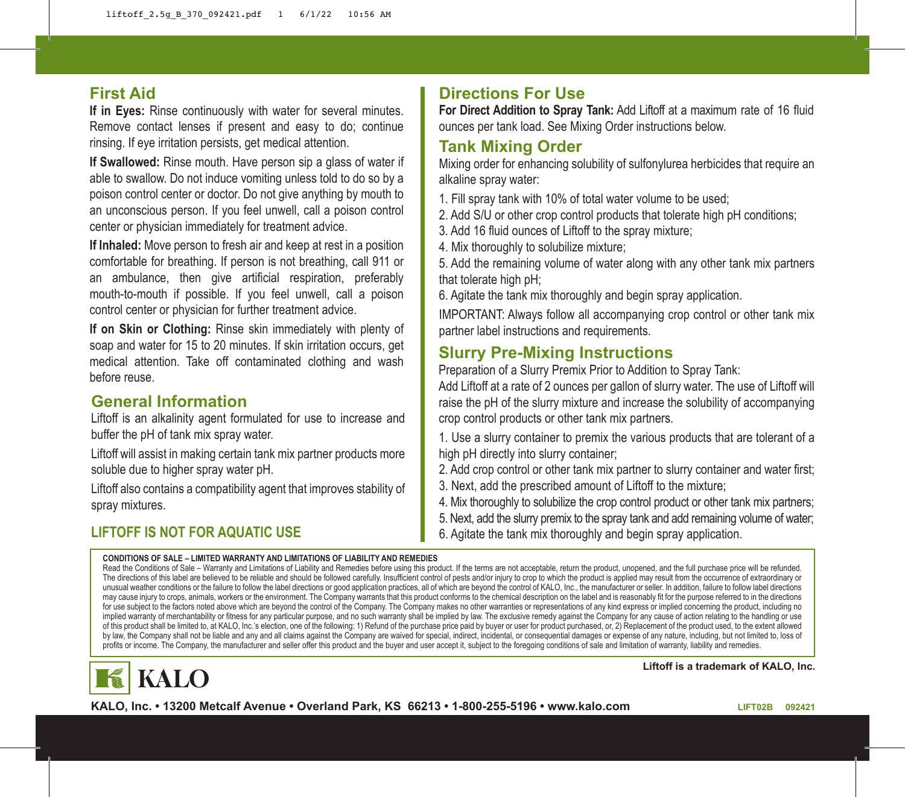## First Aid

**If in Eyes:** Rinse continuously with water for several minutes. Remove contact lenses if present and easy to do; continue rinsing. If eye irritation persists, get medical attention.

**If Swallowed:** Rinse mouth. Have person sip a glass of water if able to swallow. Do not induce vomiting unless told to do so by a poison control center or doctor. Do not give anything by mouth to an unconscious person. If you feel unwell, call a poison control center or physician immediately for treatment advice.

**If Inhaled:** Move person to fresh air and keep at rest in a position comfortable for breathing. If person is not breathing, call 911 or an ambulance, then give artificial respiration, preferably mouth-to-mouth if possible. If you feel unwell, call a poison control center or physician for further treatment advice.

**If on Skin or Clothing:** Rinse skin immediately with plenty of soap and water for 15 to 20 minutes. If skin irritation occurs, get medical attention. Take off contaminated clothing and wash before reuse.

## General Information

Liftoff is an alkalinity agent formulated for use to increase and buffer the pH of tank mix spray water.

Liftoff will assist in making certain tank mix partner products more soluble due to higher spray water pH.

Liftoff also contains a compatibility agent that improves stability of spray mixtures.

**LIFTOFF IS NOT FOR AQUATIC USE**

## Directions For Use

**For Direct Addition to Spray Tank:** Add Liftoff at a maximum rate of 16 fluid ounces per tank load. See Mixing Order instructions below.

## Tank Mixing Order

Mixing order for enhancing solubility of sulfonylurea herbicides that require an alkaline spray water:

1. Fill spray tank with 10% of total water volume to be used;
2. Add S/U or other crop control products that tolerate high pH conditions;
3. Add 16 fluid ounces of Liftoff to the spray mixture;
4. Mix thoroughly to solubilize mixture;
5. Add the remaining volume of water along with any other tank mix partners that tolerate high pH;
6. Agitate the tank mix thoroughly and begin spray application.

IMPORTANT: Always follow all accompanying crop control or other tank mix partner label instructions and requirements.

## Slurry Pre-Mixing Instructions

Preparation of a Slurry Premix Prior to Addition to Spray Tank:
Add Liftoff at a rate of 2 ounces per gallon of slurry water. The use of Liftoff will raise the pH of the slurry mixture and increase the solubility of accompanying crop control products or other tank mix partners.

1. Use a slurry container to premix the various products that are tolerant of a high pH directly into slurry container;
2. Add crop control or other tank mix partner to slurry container and water first;
3. Next, add the prescribed amount of Liftoff to the mixture;
4. Mix thoroughly to solubilize the crop control product or other tank mix partners;
5. Next, add the slurry premix to the spray tank and add remaining volume of water;
6. Agitate the tank mix thoroughly and begin spray application.

**CONDITIONS OF SALE – LIMITED WARRANTY AND LIMITATIONS OF LIABILITY AND REMEDIES**

Read the Conditions of Sale – Warranty and Limitations of Liability and Remedies before using this product. If the terms are not acceptable, return the product, unopened, and the full purchase price will be refunded. The directions of this label are believed to be reliable and should be followed carefully. Insufficient control of pests and/or injury to crop to which the product is applied may result from the occurrence of extraordinary or unusual weather conditions or the failure to follow the label directions or good application practices, all of which are beyond the control of KALO, Inc., the manufacturer or seller. In addition, failure to follow label directions may cause injury to crops, animals, workers or the environment. The Company warrants that this product conforms to the chemical description on the label and is reasonably fit for the purpose referred to in the directions for use subject to the factors noted above which are beyond the control of the Company. The Company makes no other warranties or representations of any kind express or implied concerning the product, including no implied warranty of merchantability or fitness for any particular purpose, and no such warranty shall be implied by law. The exclusive remedy against the Company for any cause of action relating to the handling or use of this product shall be limited to, at KALO, Inc.'s election, one of the following: 1) Refund of the purchase price paid by buyer or user for product purchased, or, 2) Replacement of the product used, to the extent allowed by law, the Company shall not be liable and any and all claims against the Company are waived for special, indirect, incidental, or consequential damages or expense of any nature, including, but not limited to, loss of profits or income. The Company, the manufacturer and seller offer this product and the buyer and user accept it, subject to the foregoing conditions of sale and limitation of warranty, liability and remedies.

KALO

**Liftoff is a trademark of KALO, Inc.**

**KALO, Inc. • 13200 Metcalf Avenue • Overland Park, KS 66213 • 1-800-255-5196 • www.kalo.com**

LIFT02B 092421